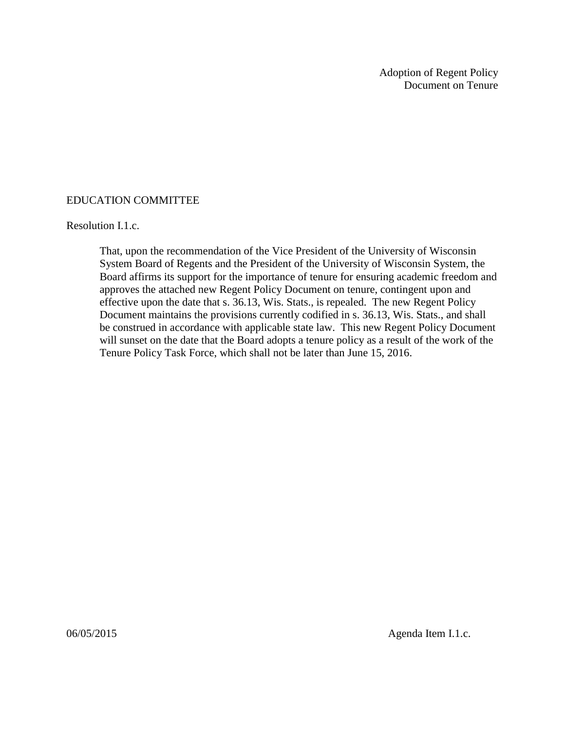Adoption of Regent Policy Document on Tenure

EDUCATION COMMITTEE

Resolution I.1.c.

> That, upon the recommendation of the Vice President of the University of Wisconsin System Board of Regents and the President of the University of Wisconsin System, the Board affirms its support for the importance of tenure for ensuring academic freedom and approves the attached new Regent Policy Document on tenure, contingent upon and effective upon the date that s. 36.13, Wis. Stats., is repealed. The new Regent Policy Document maintains the provisions currently codified in s. 36.13, Wis. Stats., and shall be construed in accordance with applicable state law. This new Regent Policy Document will sunset on the date that the Board adopts a tenure policy as a result of the work of the Tenure Policy Task Force, which shall not be later than June 15, 2016.

06/05/2015 Agenda Item I.1.c.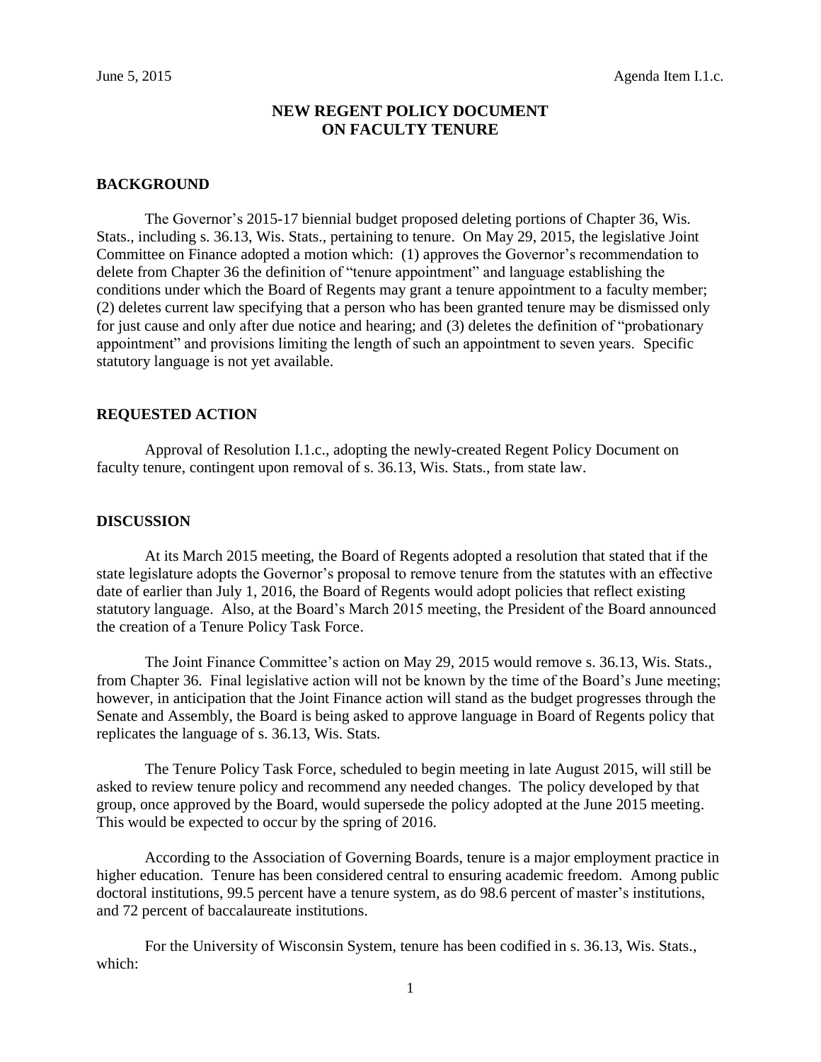June 5, 2015 Agenda Item I.1.c.

# NEW REGENT POLICY DOCUMENT ON FACULTY TENURE

## BACKGROUND

The Governor's 2015-17 biennial budget proposed deleting portions of Chapter 36, Wis. Stats., including s. 36.13, Wis. Stats., pertaining to tenure. On May 29, 2015, the legislative Joint Committee on Finance adopted a motion which: (1) approves the Governor's recommendation to delete from Chapter 36 the definition of "tenure appointment" and language establishing the conditions under which the Board of Regents may grant a tenure appointment to a faculty member; (2) deletes current law specifying that a person who has been granted tenure may be dismissed only for just cause and only after due notice and hearing; and (3) deletes the definition of "probationary appointment" and provisions limiting the length of such an appointment to seven years. Specific statutory language is not yet available.

## REQUESTED ACTION

Approval of Resolution I.1.c., adopting the newly-created Regent Policy Document on faculty tenure, contingent upon removal of s. 36.13, Wis. Stats., from state law.

## DISCUSSION

At its March 2015 meeting, the Board of Regents adopted a resolution that stated that if the state legislature adopts the Governor's proposal to remove tenure from the statutes with an effective date of earlier than July 1, 2016, the Board of Regents would adopt policies that reflect existing statutory language. Also, at the Board's March 2015 meeting, the President of the Board announced the creation of a Tenure Policy Task Force.

The Joint Finance Committee's action on May 29, 2015 would remove s. 36.13, Wis. Stats., from Chapter 36. Final legislative action will not be known by the time of the Board's June meeting; however, in anticipation that the Joint Finance action will stand as the budget progresses through the Senate and Assembly, the Board is being asked to approve language in Board of Regents policy that replicates the language of s. 36.13, Wis. Stats.

The Tenure Policy Task Force, scheduled to begin meeting in late August 2015, will still be asked to review tenure policy and recommend any needed changes. The policy developed by that group, once approved by the Board, would supersede the policy adopted at the June 2015 meeting. This would be expected to occur by the spring of 2016.

According to the Association of Governing Boards, tenure is a major employment practice in higher education. Tenure has been considered central to ensuring academic freedom. Among public doctoral institutions, 99.5 percent have a tenure system, as do 98.6 percent of master's institutions, and 72 percent of baccalaureate institutions.

For the University of Wisconsin System, tenure has been codified in s. 36.13, Wis. Stats., which: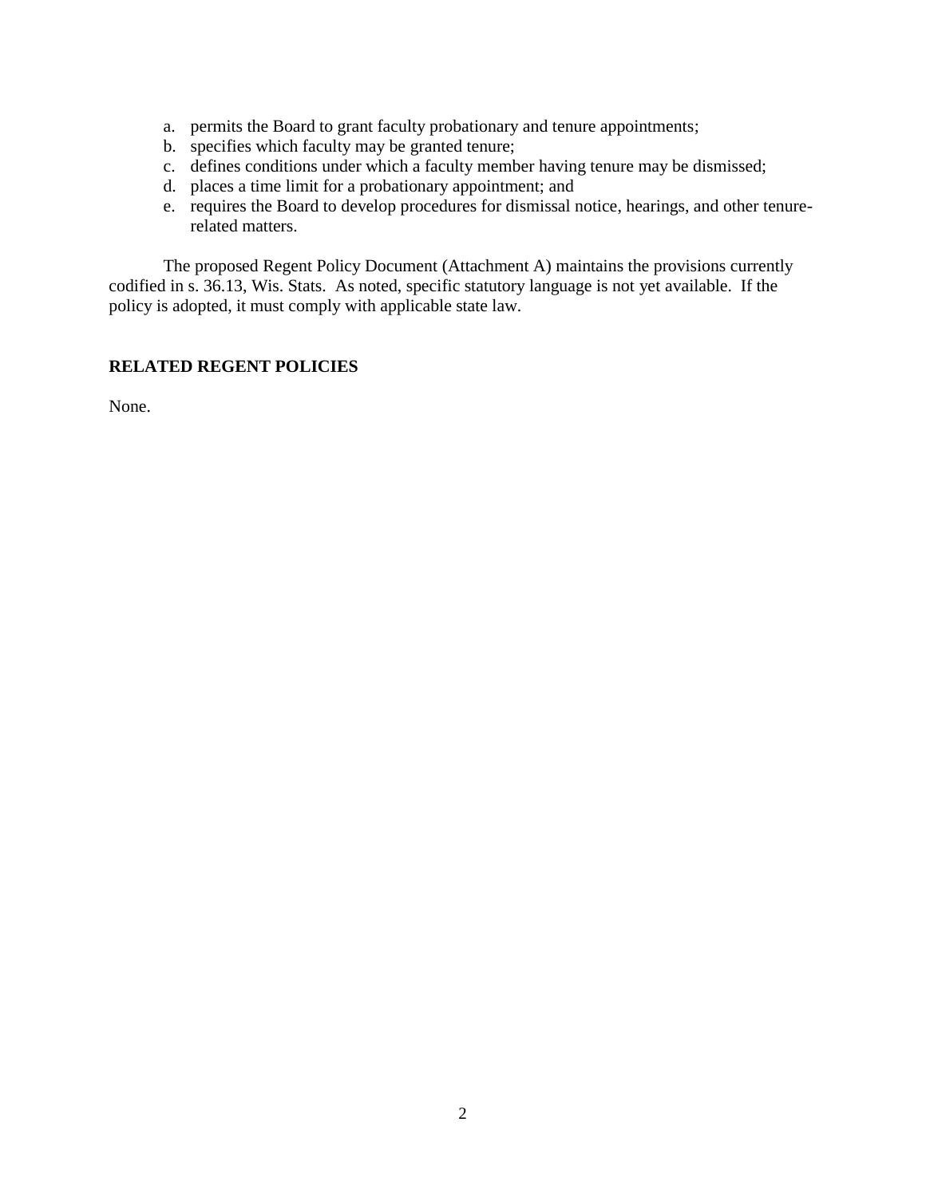a. permits the Board to grant faculty probationary and tenure appointments;
b. specifies which faculty may be granted tenure;
c. defines conditions under which a faculty member having tenure may be dismissed;
d. places a time limit for a probationary appointment; and
e. requires the Board to develop procedures for dismissal notice, hearings, and other tenure-related matters.

The proposed Regent Policy Document (Attachment A) maintains the provisions currently codified in s. 36.13, Wis. Stats. As noted, specific statutory language is not yet available. If the policy is adopted, it must comply with applicable state law.

## RELATED REGENT POLICIES

None.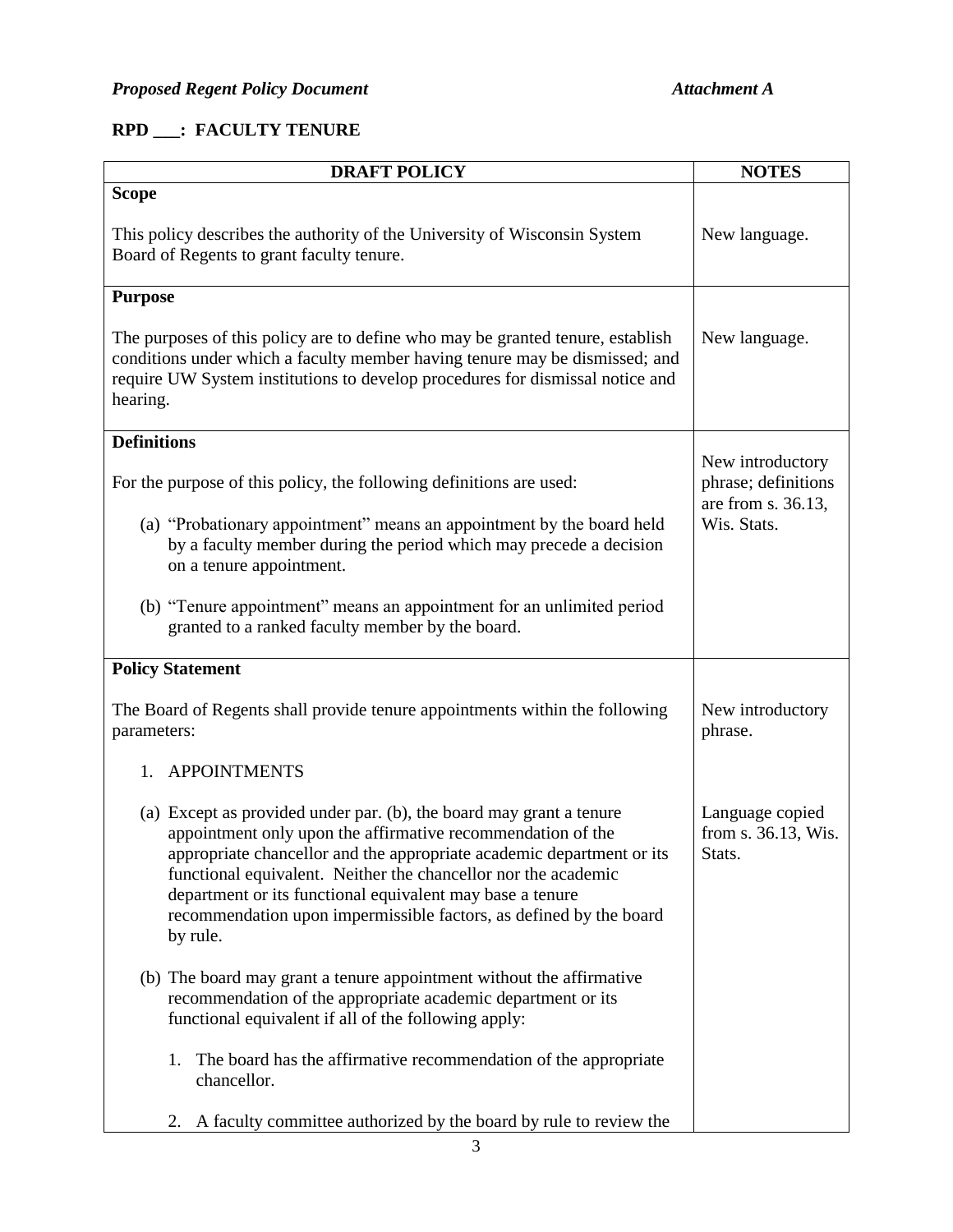*Proposed Regent Policy Document* *Attachment A*

**RPD ___: FACULTY TENURE**

| DRAFT POLICY | NOTES |
|---|---|
| **Scope**<br><br>This policy describes the authority of the University of Wisconsin System Board of Regents to grant faculty tenure. | New language. |
| **Purpose**<br><br>The purposes of this policy are to define who may be granted tenure, establish conditions under which a faculty member having tenure may be dismissed; and require UW System institutions to develop procedures for dismissal notice and hearing. | New language. |
| **Definitions**<br><br>For the purpose of this policy, the following definitions are used:<br><br>(a) "Probationary appointment" means an appointment by the board held by a faculty member during the period which may precede a decision on a tenure appointment.<br><br>(b) "Tenure appointment" means an appointment for an unlimited period granted to a ranked faculty member by the board. | New introductory phrase; definitions are from s. 36.13, Wis. Stats. |
| **Policy Statement**<br><br>The Board of Regents shall provide tenure appointments within the following parameters: | New introductory phrase. |
| 1. APPOINTMENTS<br><br>(a) Except as provided under par. (b), the board may grant a tenure appointment only upon the affirmative recommendation of the appropriate chancellor and the appropriate academic department or its functional equivalent. Neither the chancellor nor the academic department or its functional equivalent may base a tenure recommendation upon impermissible factors, as defined by the board by rule.<br><br>(b) The board may grant a tenure appointment without the affirmative recommendation of the appropriate academic department or its functional equivalent if all of the following apply:<br><br>1. The board has the affirmative recommendation of the appropriate chancellor.<br><br>2. A faculty committee authorized by the board by rule to review the | Language copied from s. 36.13, Wis. Stats. |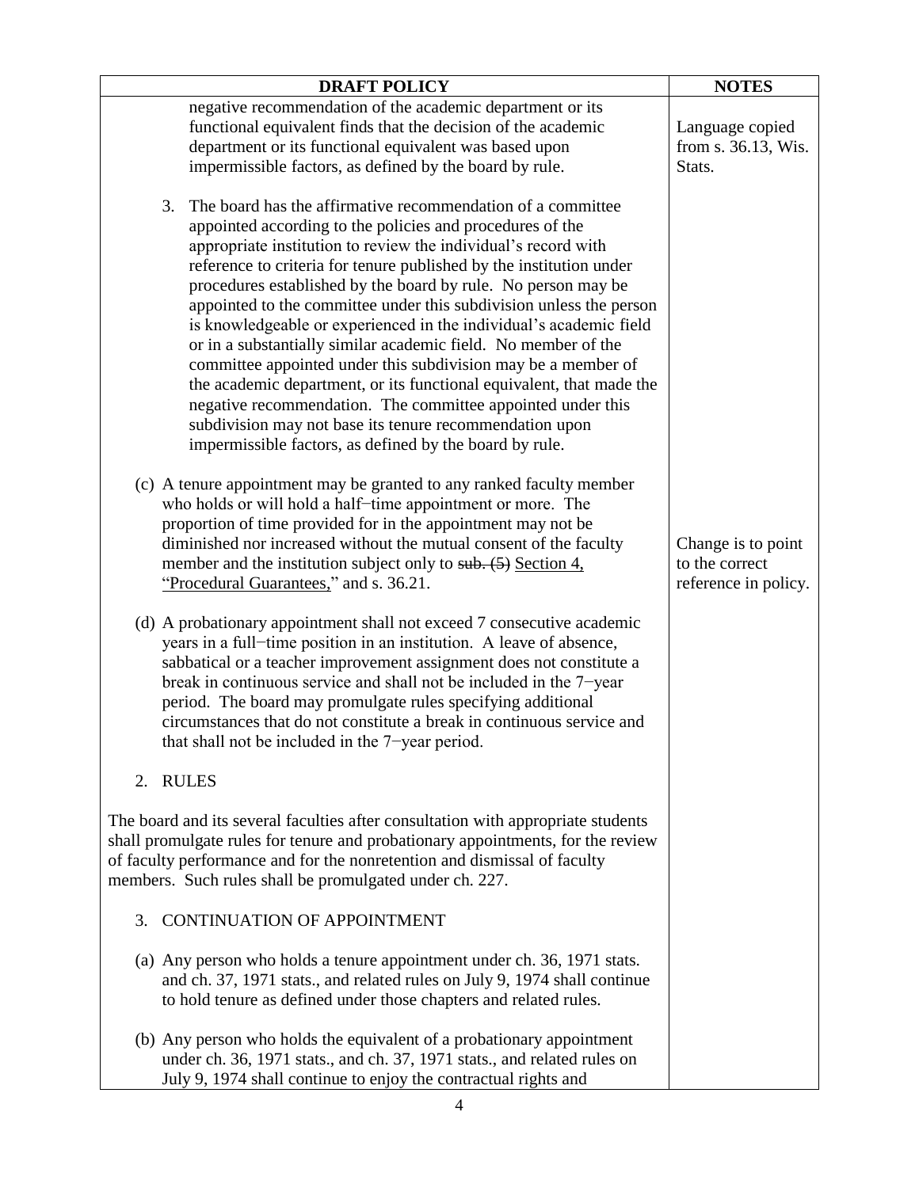| DRAFT POLICY | NOTES |
|---|---|
| negative recommendation of the academic department or its functional equivalent finds that the decision of the academic department or its functional equivalent was based upon impermissible factors, as defined by the board by rule. | Language copied from s. 36.13, Wis. Stats. |
| 3. The board has the affirmative recommendation of a committee appointed according to the policies and procedures of the appropriate institution to review the individual's record with reference to criteria for tenure published by the institution under procedures established by the board by rule. No person may be appointed to the committee under this subdivision unless the person is knowledgeable or experienced in the individual's academic field or in a substantially similar academic field. No member of the committee appointed under this subdivision may be a member of the academic department, or its functional equivalent, that made the negative recommendation. The committee appointed under this subdivision may not base its tenure recommendation upon impermissible factors, as defined by the board by rule. | |
| (c) A tenure appointment may be granted to any ranked faculty member who holds or will hold a half−time appointment or more. The proportion of time provided for in the appointment may not be diminished nor increased without the mutual consent of the faculty member and the institution subject only to ~~sub. (5)~~ <u>Section 4, "Procedural Guarantees,"</u> and s. 36.21. | Change is to point to the correct reference in policy. |
| (d) A probationary appointment shall not exceed 7 consecutive academic years in a full−time position in an institution. A leave of absence, sabbatical or a teacher improvement assignment does not constitute a break in continuous service and shall not be included in the 7−year period. The board may promulgate rules specifying additional circumstances that do not constitute a break in continuous service and that shall not be included in the 7−year period. | |
| 2. RULES | |
| The board and its several faculties after consultation with appropriate students shall promulgate rules for tenure and probationary appointments, for the review of faculty performance and for the nonretention and dismissal of faculty members. Such rules shall be promulgated under ch. 227. | |
| 3. CONTINUATION OF APPOINTMENT | |
| (a) Any person who holds a tenure appointment under ch. 36, 1971 stats. and ch. 37, 1971 stats., and related rules on July 9, 1974 shall continue to hold tenure as defined under those chapters and related rules. | |
| (b) Any person who holds the equivalent of a probationary appointment under ch. 36, 1971 stats., and ch. 37, 1971 stats., and related rules on July 9, 1974 shall continue to enjoy the contractual rights and | |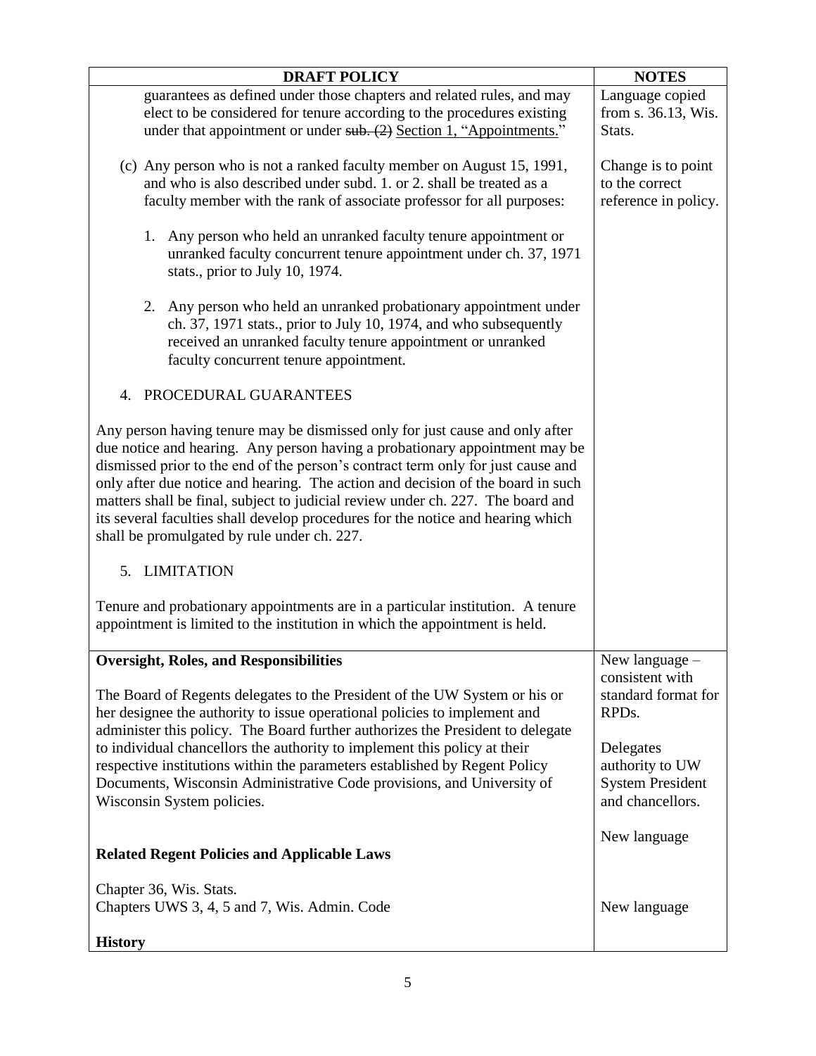| DRAFT POLICY | NOTES |
|---|---|
| guarantees as defined under those chapters and related rules, and may elect to be considered for tenure according to the procedures existing under that appointment or under ~~sub. (2)~~ Section 1, "Appointments." | Language copied from s. 36.13, Wis. Stats. |
| (c) Any person who is not a ranked faculty member on August 15, 1991, and who is also described under subd. 1. or 2. shall be treated as a faculty member with the rank of associate professor for all purposes:<br><br>1. Any person who held an unranked faculty tenure appointment or unranked faculty concurrent tenure appointment under ch. 37, 1971 stats., prior to July 10, 1974.<br><br>2. Any person who held an unranked probationary appointment under ch. 37, 1971 stats., prior to July 10, 1974, and who subsequently received an unranked faculty tenure appointment or unranked faculty concurrent tenure appointment.<br><br>4. PROCEDURAL GUARANTEES<br><br>Any person having tenure may be dismissed only for just cause and only after due notice and hearing. Any person having a probationary appointment may be dismissed prior to the end of the person's contract term only for just cause and only after due notice and hearing. The action and decision of the board in such matters shall be final, subject to judicial review under ch. 227. The board and its several faculties shall develop procedures for the notice and hearing which shall be promulgated by rule under ch. 227.<br><br>5. LIMITATION<br><br>Tenure and probationary appointments are in a particular institution. A tenure appointment is limited to the institution in which the appointment is held. | Change is to point to the correct reference in policy. |
| **Oversight, Roles, and Responsibilities**<br><br>The Board of Regents delegates to the President of the UW System or his or her designee the authority to issue operational policies to implement and administer this policy. The Board further authorizes the President to delegate to individual chancellors the authority to implement this policy at their respective institutions within the parameters established by Regent Policy Documents, Wisconsin Administrative Code provisions, and University of Wisconsin System policies.<br><br>**Related Regent Policies and Applicable Laws**<br><br>Chapter 36, Wis. Stats.<br>Chapters UWS 3, 4, 5 and 7, Wis. Admin. Code<br><br>**History** | New language – consistent with standard format for RPDs.<br><br>Delegates authority to UW System President and chancellors.<br><br>New language<br><br>New language |